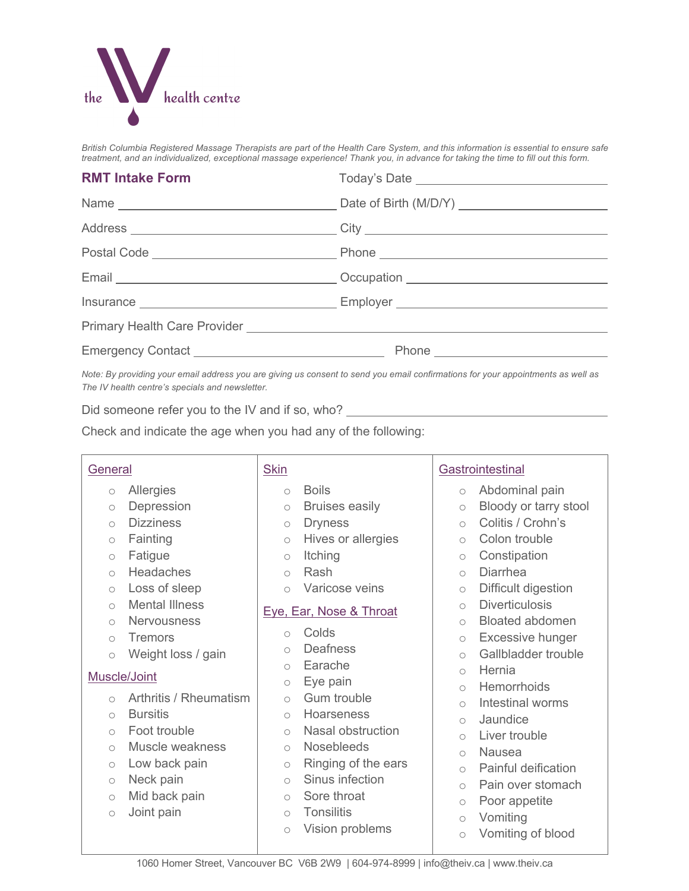the IV health centre

*British Columbia Registered Massage Therapists are part of the Health Care System, and this information is essential to ensure safe treatment, and an individualized, exceptional massage experience! Thank you, in advance for taking the time to fill out this form.*

## RMT Intake Form

Today's Date ______________________

Name ______________________ Date of Birth (M/D/Y) ______________________

Address ______________________ City ______________________

Postal Code ______________________ Phone ______________________

Email ______________________ Occupation ______________________

Insurance ______________________ Employer ______________________

Primary Health Care Provider ______________________

Emergency Contact ______________________ Phone ______________________

*Note: By providing your email address you are giving us consent to send you email confirmations for your appointments as well as The IV health centre's specials and newsletter.*

Did someone refer you to the IV and if so, who? ______________________

Check and indicate the age when you had any of the following:

**General**

- ○ Allergies
- ○ Depression
- ○ Dizziness
- ○ Fainting
- ○ Fatigue
- ○ Headaches
- ○ Loss of sleep
- ○ Mental Illness
- ○ Nervousness
- ○ Tremors
- ○ Weight loss / gain

**Muscle/Joint**

- ○ Arthritis / Rheumatism
- ○ Bursitis
- ○ Foot trouble
- ○ Muscle weakness
- ○ Low back pain
- ○ Neck pain
- ○ Mid back pain
- ○ Joint pain

**Skin**

- ○ Boils
- ○ Bruises easily
- ○ Dryness
- ○ Hives or allergies
- ○ Itching
- ○ Rash
- ○ Varicose veins

**Eye, Ear, Nose & Throat**

- ○ Colds
- ○ Deafness
- ○ Earache
- ○ Eye pain
- ○ Gum trouble
- ○ Hoarseness
- ○ Nasal obstruction
- ○ Nosebleeds
- ○ Ringing of the ears
- ○ Sinus infection
- ○ Sore throat
- ○ Tonsilitis
- ○ Vision problems

**Gastrointestinal**

- ○ Abdominal pain
- ○ Bloody or tarry stool
- ○ Colitis / Crohn's
- ○ Colon trouble
- ○ Constipation
- ○ Diarrhea
- ○ Difficult digestion
- ○ Diverticulosis
- ○ Bloated abdomen
- ○ Excessive hunger
- ○ Gallbladder trouble
- ○ Hernia
- ○ Hemorrhoids
- ○ Intestinal worms
- ○ Jaundice
- ○ Liver trouble
- ○ Nausea
- ○ Painful deification
- ○ Pain over stomach
- ○ Poor appetite
- ○ Vomiting
- ○ Vomiting of blood

1060 Homer Street, Vancouver BC V6B 2W9 | 604-974-8999 | info@theiv.ca | www.theiv.ca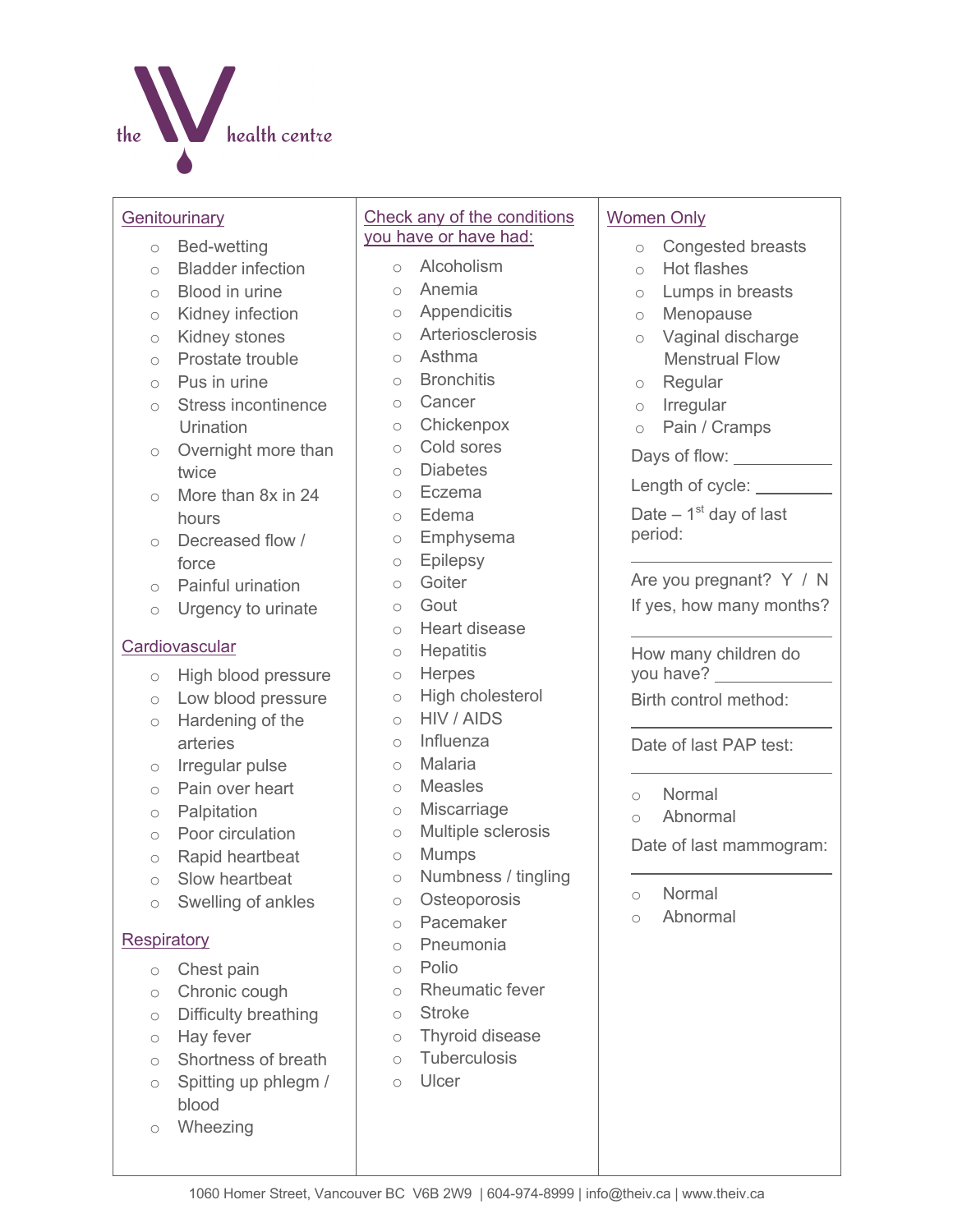the IV health centre

## Genitourinary

- Bed-wetting
- Bladder infection
- Blood in urine
- Kidney infection
- Kidney stones
- Prostate trouble
- Pus in urine
- Stress incontinence

Urination

- Overnight more than twice
- More than 8x in 24 hours
- Decreased flow / force
- Painful urination
- Urgency to urinate

## Cardiovascular

- High blood pressure
- Low blood pressure
- Hardening of the arteries
- Irregular pulse
- Pain over heart
- Palpitation
- Poor circulation
- Rapid heartbeat
- Slow heartbeat
- Swelling of ankles

## Respiratory

- Chest pain
- Chronic cough
- Difficulty breathing
- Hay fever
- Shortness of breath
- Spitting up phlegm / blood
- Wheezing

## Check any of the conditions you have or have had:

- Alcoholism
- Anemia
- Appendicitis
- Arteriosclerosis
- Asthma
- Bronchitis
- Cancer
- Chickenpox
- Cold sores
- Diabetes
- Eczema
- Edema
- Emphysema
- Epilepsy
- Goiter
- Gout
- Heart disease
- Hepatitis
- Herpes
- High cholesterol
- HIV / AIDS
- Influenza
- Malaria
- Measles
- Miscarriage
- Multiple sclerosis
- Mumps
- Numbness / tingling
- Osteoporosis
- Pacemaker
- Pneumonia
- Polio
- Rheumatic fever
- Stroke
- Thyroid disease
- Tuberculosis
- Ulcer

## Women Only

- Congested breasts
- Hot flashes
- Lumps in breasts
- Menopause
- Vaginal discharge

Menstrual Flow

- Regular
- Irregular
- Pain / Cramps

Days of flow: ___________

Length of cycle: ________

Date – 1st day of last period:

___________

Are you pregnant? Y / N

If yes, how many months?

___________

How many children do you have? ___________

Birth control method:

___________

Date of last PAP test:

___________

- Normal
- Abnormal

Date of last mammogram:

___________

- Normal
- Abnormal

1060 Homer Street, Vancouver BC V6B 2W9 | 604-974-8999 | info@theiv.ca | www.theiv.ca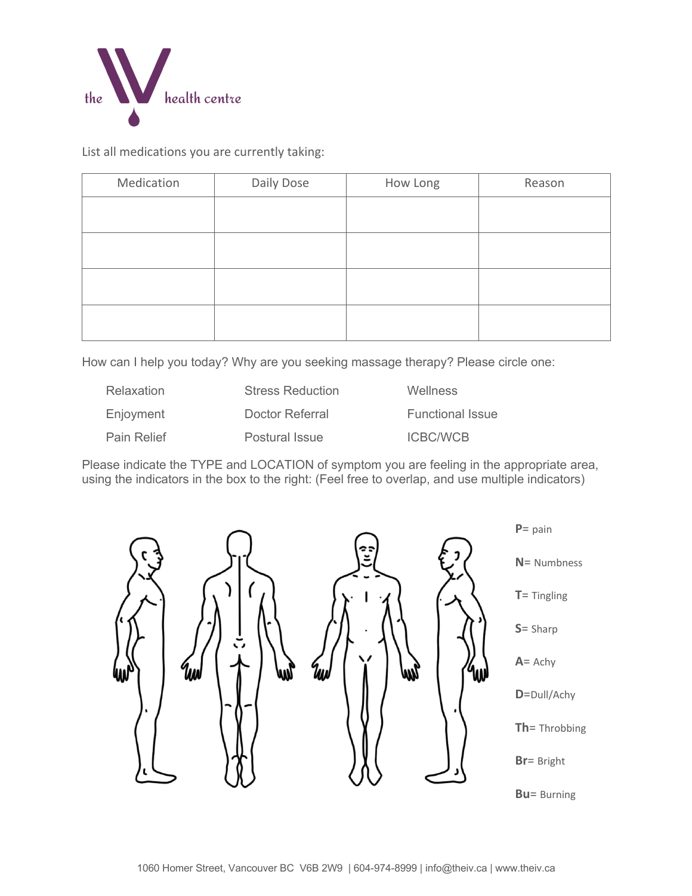the health centre

List all medications you are currently taking:

| Medication | Daily Dose | How Long | Reason |
|---|---|---|---|
| | | | |
| | | | |
| | | | |
| | | | |

How can I help you today? Why are you seeking massage therapy? Please circle one:

| | | |
|---|---|---|
| Relaxation | Stress Reduction | Wellness |
| Enjoyment | Doctor Referral | Functional Issue |
| Pain Relief | Postural Issue | ICBC/WCB |

Please indicate the TYPE and LOCATION of symptom you are feeling in the appropriate area, using the indicators in the box to the right: (Feel free to overlap, and use multiple indicators)

**P**= pain

**N**= Numbness

**T**= Tingling

**S**= Sharp

**A**= Achy

**D**=Dull/Achy

**Th**= Throbbing

**Br**= Bright

**Bu**= Burning

1060 Homer Street, Vancouver BC V6B 2W9 | 604-974-8999 | info@theiv.ca | www.theiv.ca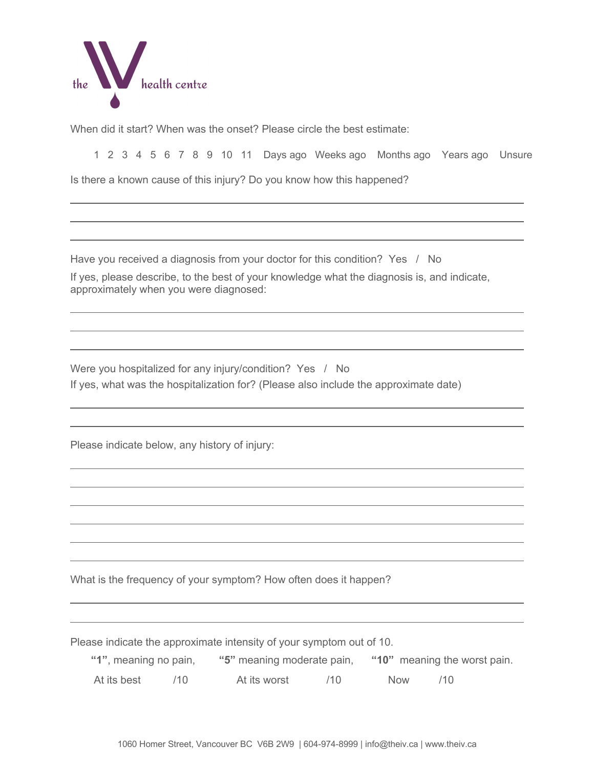When did it start? When was the onset? Please circle the best estimate:

1 2 3 4 5 6 7 8 9 10 11 Days ago Weeks ago Months ago Years ago Unsure

Is there a known cause of this injury? Do you know how this happened?

___

___

___

Have you received a diagnosis from your doctor for this condition? Yes / No

If yes, please describe, to the best of your knowledge what the diagnosis is, and indicate, approximately when you were diagnosed:

___

___

___

Were you hospitalized for any injury/condition? Yes / No

If yes, what was the hospitalization for? (Please also include the approximate date)

___

___

Please indicate below, any history of injury:

___

___

___

___

___

___

What is the frequency of your symptom? How often does it happen?

___

___

Please indicate the approximate intensity of your symptom out of 10.

**"1"**, meaning no pain, **"5"** meaning moderate pain, **"10"** meaning the worst pain.

At its best /10 At its worst /10 Now /10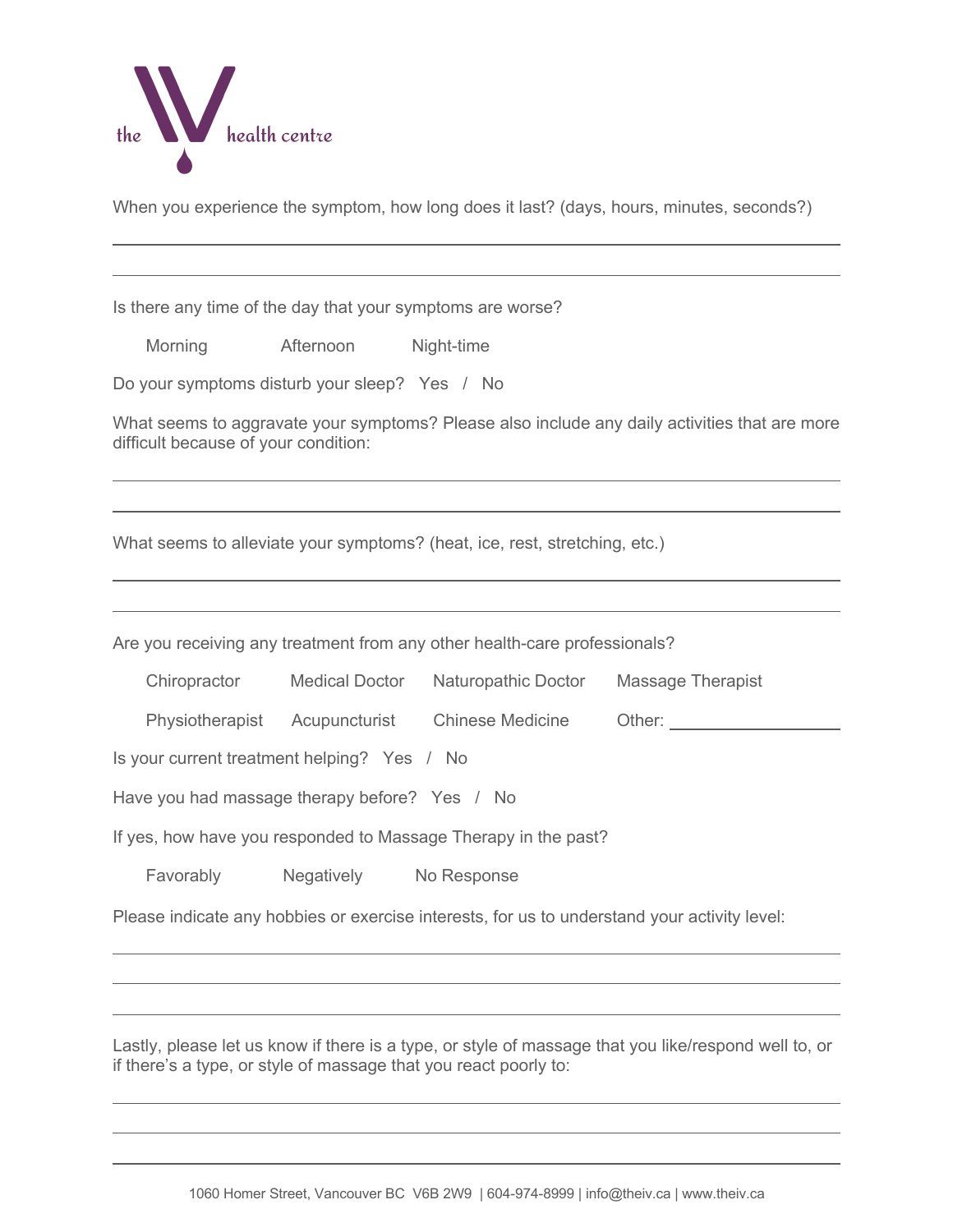the health centre

When you experience the symptom, how long does it last? (days, hours, minutes, seconds?)

______________________________________________________________________

______________________________________________________________________

Is there any time of the day that your symptoms are worse?

Morning    Afternoon    Night-time

Do your symptoms disturb your sleep?  Yes / No

What seems to aggravate your symptoms? Please also include any daily activities that are more difficult because of your condition:

______________________________________________________________________

______________________________________________________________________

What seems to alleviate your symptoms? (heat, ice, rest, stretching, etc.)

______________________________________________________________________

______________________________________________________________________

Are you receiving any treatment from any other health-care professionals?

Chiropractor    Medical Doctor    Naturopathic Doctor    Massage Therapist

Physiotherapist    Acupuncturist    Chinese Medicine    Other: ______________

Is your current treatment helping?  Yes / No

Have you had massage therapy before?  Yes / No

If yes, how have you responded to Massage Therapy in the past?

Favorably    Negatively    No Response

Please indicate any hobbies or exercise interests, for us to understand your activity level:

______________________________________________________________________

______________________________________________________________________

______________________________________________________________________

Lastly, please let us know if there is a type, or style of massage that you like/respond well to, or if there's a type, or style of massage that you react poorly to:

______________________________________________________________________

______________________________________________________________________

______________________________________________________________________

1060 Homer Street, Vancouver BC V6B 2W9 | 604-974-8999 | info@theiv.ca | www.theiv.ca